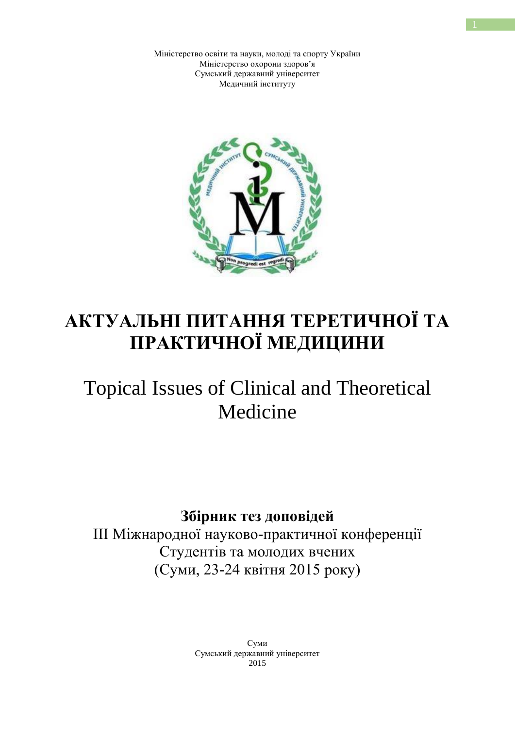Міністерство освіти та науки, молоді та спорту України
Міністерство охорони здоров'я
Сумський державний університет
Медичний інституту

# АКТУАЛЬНІ ПИТАННЯ ТЕРЕТИЧНОЇ ТА ПРАКТИЧНОЇ МЕДИЦИНИ

## Topical Issues of Clinical and Theoretical Medicine

**Збірник тез доповідей**
III Міжнародної науково-практичної конференції
Студентів та молодих вчених
(Суми, 23-24 квітня 2015 року)

Суми
Сумський державний університет
2015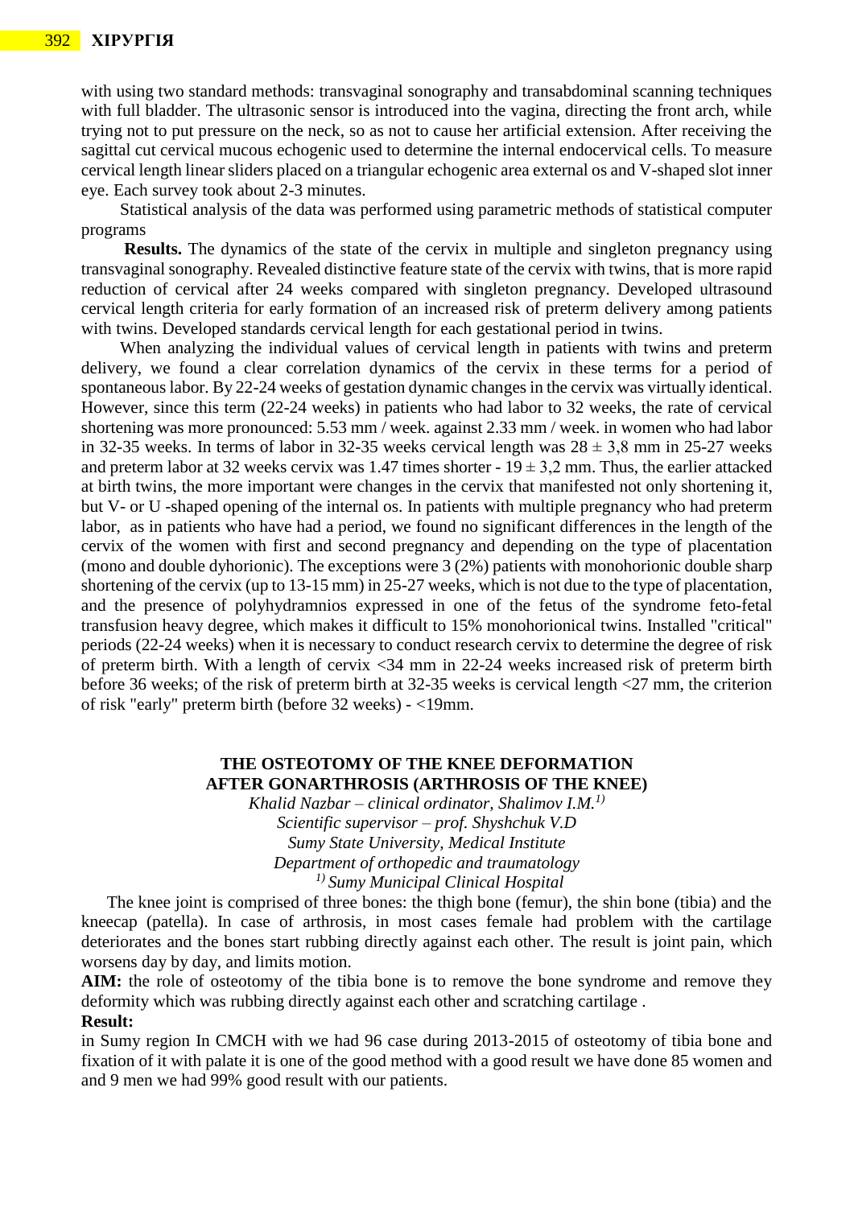with using two standard methods: transvaginal sonography and transabdominal scanning techniques with full bladder. The ultrasonic sensor is introduced into the vagina, directing the front arch, while trying not to put pressure on the neck, so as not to cause her artificial extension. After receiving the sagittal cut cervical mucous echogenic used to determine the internal endocervical cells. To measure cervical length linear sliders placed on a triangular echogenic area external os and V-shaped slot inner eye. Each survey took about 2-3 minutes.

Statistical analysis of the data was performed using parametric methods of statistical computer programs

**Results.** The dynamics of the state of the cervix in multiple and singleton pregnancy using transvaginal sonography. Revealed distinctive feature state of the cervix with twins, that is more rapid reduction of cervical after 24 weeks compared with singleton pregnancy. Developed ultrasound cervical length criteria for early formation of an increased risk of preterm delivery among patients with twins. Developed standards cervical length for each gestational period in twins.

When analyzing the individual values of cervical length in patients with twins and preterm delivery, we found a clear correlation dynamics of the cervix in these terms for a period of spontaneous labor. By 22-24 weeks of gestation dynamic changes in the cervix was virtually identical. However, since this term (22-24 weeks) in patients who had labor to 32 weeks, the rate of cervical shortening was more pronounced: 5.53 mm / week. against 2.33 mm / week. in women who had labor in 32-35 weeks. In terms of labor in 32-35 weeks cervical length was $28 \pm 3{,}8$ mm in 25-27 weeks and preterm labor at 32 weeks cervix was 1.47 times shorter - $19 \pm 3{,}2$ mm. Thus, the earlier attacked at birth twins, the more important were changes in the cervix that manifested not only shortening it, but V- or U -shaped opening of the internal os. In patients with multiple pregnancy who had preterm labor, as in patients who have had a period, we found no significant differences in the length of the cervix of the women with first and second pregnancy and depending on the type of placentation (mono and double dyhorionic). The exceptions were 3 (2%) patients with monohorionic double sharp shortening of the cervix (up to 13-15 mm) in 25-27 weeks, which is not due to the type of placentation, and the presence of polyhydramnios expressed in one of the fetus of the syndrome feto-fetal transfusion heavy degree, which makes it difficult to 15% monohorionical twins. Installed "critical" periods (22-24 weeks) when it is necessary to conduct research cervix to determine the degree of risk of preterm birth. With a length of cervix <34 mm in 22-24 weeks increased risk of preterm birth before 36 weeks; of the risk of preterm birth at 32-35 weeks is cervical length <27 mm, the criterion of risk "early" preterm birth (before 32 weeks) - <19mm.

## THE OSTEOTOMY OF THE KNEE DEFORMATION AFTER GONARTHROSIS (ARTHROSIS OF THE KNEE)

*Khalid Nazbar – clinical ordinator, Shalimov I.M.[1)]*
*Scientific supervisor – prof. Shyshchuk V.D*
*Sumy State University, Medical Institute*
*Department of orthopedic and traumatology*
*[1)] Sumy Municipal Clinical Hospital*

The knee joint is comprised of three bones: the thigh bone (femur), the shin bone (tibia) and the kneecap (patella). In case of arthrosis, in most cases female had problem with the cartilage deteriorates and the bones start rubbing directly against each other. The result is joint pain, which worsens day by day, and limits motion.

**AIM:** the role of osteotomy of the tibia bone is to remove the bone syndrome and remove they deformity which was rubbing directly against each other and scratching cartilage .

**Result:**

in Sumy region In CMCH with we had 96 case during 2013-2015 of osteotomy of tibia bone and fixation of it with palate it is one of the good method with a good result we have done 85 women and and 9 men we had 99% good result with our patients.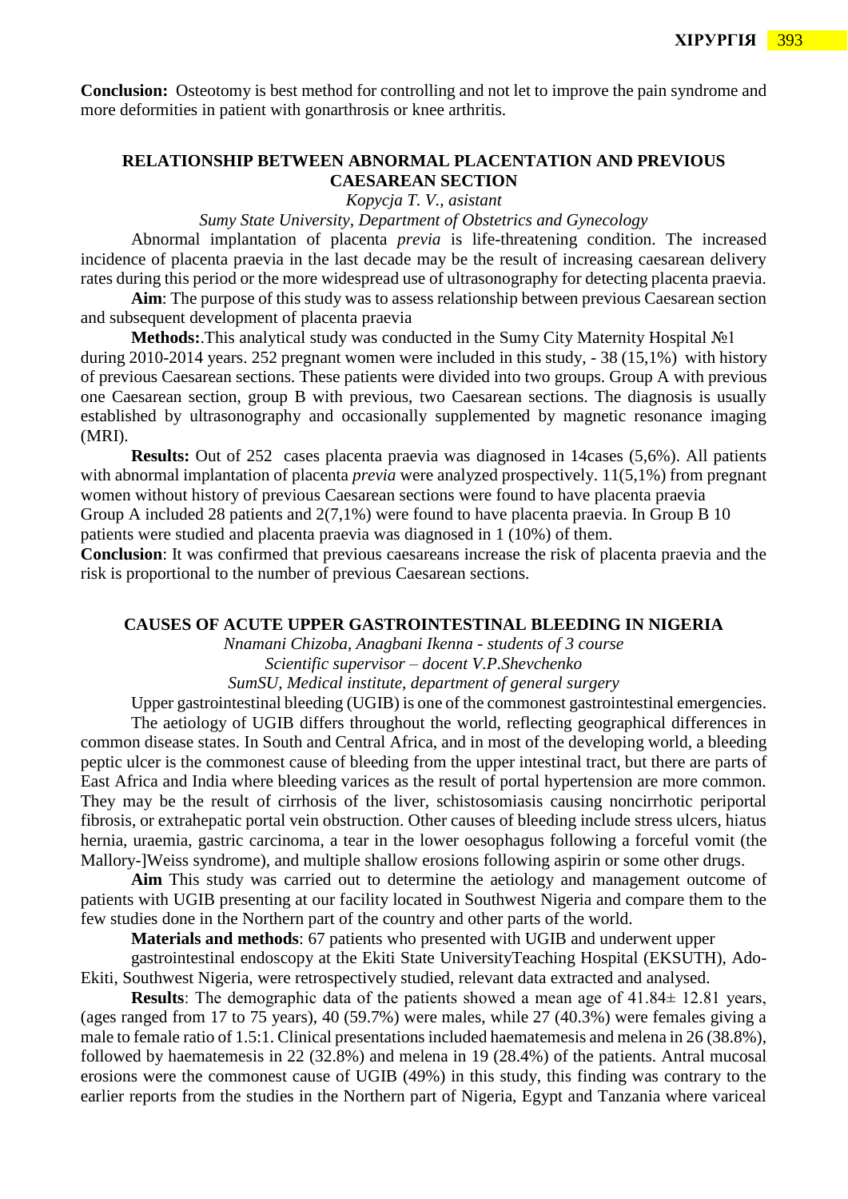**Conclusion:** Osteotomy is best method for controlling and not let to improve the pain syndrome and more deformities in patient with gonarthrosis or knee arthritis.

## RELATIONSHIP BETWEEN ABNORMAL PLACENTATION AND PREVIOUS CAESAREAN SECTION

*Kopycja T. V., asistant*

*Sumy State University, Department of Obstetrics and Gynecology*

Abnormal implantation of placenta *previa* is life-threatening condition. The increased incidence of placenta praevia in the last decade may be the result of increasing caesarean delivery rates during this period or the more widespread use of ultrasonography for detecting placenta praevia.

**Aim**: The purpose of this study was to assess relationship between previous Caesarean section and subsequent development of placenta praevia

**Methods:**.This analytical study was conducted in the Sumy City Maternity Hospital №1 during 2010-2014 years. 252 pregnant women were included in this study, - 38 (15,1%) with history of previous Caesarean sections. These patients were divided into two groups. Group A with previous one Caesarean section, group B with previous, two Caesarean sections. The diagnosis is usually established by ultrasonography and occasionally supplemented by magnetic resonance imaging (MRI).

**Results:** Out of 252 cases placenta praevia was diagnosed in 14cases (5,6%). All patients with abnormal implantation of placenta *previa* were analyzed prospectively. 11(5,1%) from pregnant women without history of previous Caesarean sections were found to have placenta praevia Group A included 28 patients and 2(7,1%) were found to have placenta praevia. In Group B 10 patients were studied and placenta praevia was diagnosed in 1 (10%) of them.

**Conclusion**: It was confirmed that previous caesareans increase the risk of placenta praevia and the risk is proportional to the number of previous Caesarean sections.

## CAUSES OF ACUTE UPPER GASTROINTESTINAL BLEEDING IN NIGERIA

*Nnamani Chizoba, Anagbani Ikenna - students of 3 course*

*Scientific supervisor – docent V.P.Shevchenko*

*SumSU, Medical institute, department of general surgery*

Upper gastrointestinal bleeding (UGIB) is one of the commonest gastrointestinal emergencies.

The aetiology of UGIB differs throughout the world, reflecting geographical differences in common disease states. In South and Central Africa, and in most of the developing world, a bleeding peptic ulcer is the commonest cause of bleeding from the upper intestinal tract, but there are parts of East Africa and India where bleeding varices as the result of portal hypertension are more common. They may be the result of cirrhosis of the liver, schistosomiasis causing noncirrhotic periportal fibrosis, or extrahepatic portal vein obstruction. Other causes of bleeding include stress ulcers, hiatus hernia, uraemia, gastric carcinoma, a tear in the lower oesophagus following a forceful vomit (the Mallory-]Weiss syndrome), and multiple shallow erosions following aspirin or some other drugs.

**Aim** This study was carried out to determine the aetiology and management outcome of patients with UGIB presenting at our facility located in Southwest Nigeria and compare them to the few studies done in the Northern part of the country and other parts of the world.

**Materials and methods**: 67 patients who presented with UGIB and underwent upper gastrointestinal endoscopy at the Ekiti State UniversityTeaching Hospital (EKSUTH), Ado-Ekiti, Southwest Nigeria, were retrospectively studied, relevant data extracted and analysed.

**Results**: The demographic data of the patients showed a mean age of 41.84± 12.81 years, (ages ranged from 17 to 75 years), 40 (59.7%) were males, while 27 (40.3%) were females giving a male to female ratio of 1.5:1. Clinical presentations included haematemesis and melena in 26 (38.8%), followed by haematemesis in 22 (32.8%) and melena in 19 (28.4%) of the patients. Antral mucosal erosions were the commonest cause of UGIB (49%) in this study, this finding was contrary to the earlier reports from the studies in the Northern part of Nigeria, Egypt and Tanzania where variceal